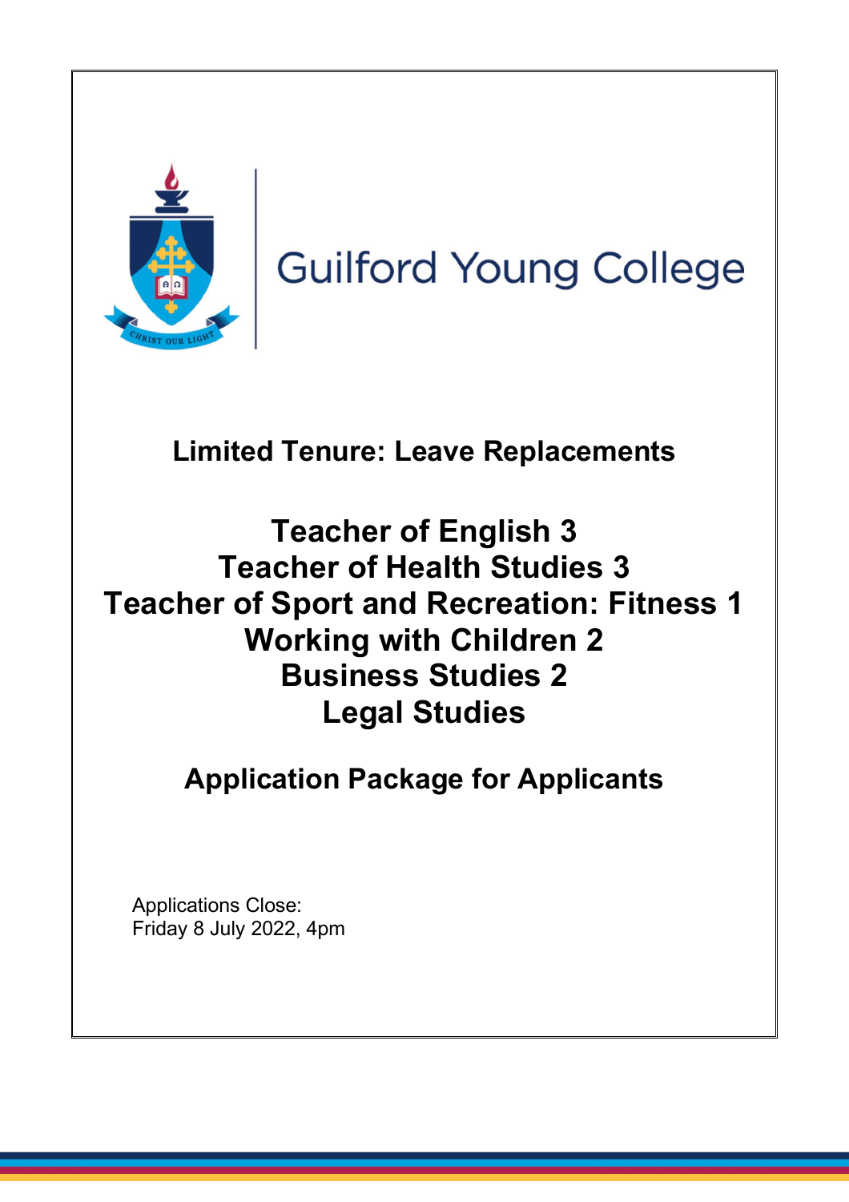# Guilford Young College

## Limited Tenure: Leave Replacements

## Teacher of English 3
## Teacher of Health Studies 3
## Teacher of Sport and Recreation: Fitness 1
## Working with Children 2
## Business Studies 2
## Legal Studies

## Application Package for Applicants

Applications Close:
Friday 8 July 2022, 4pm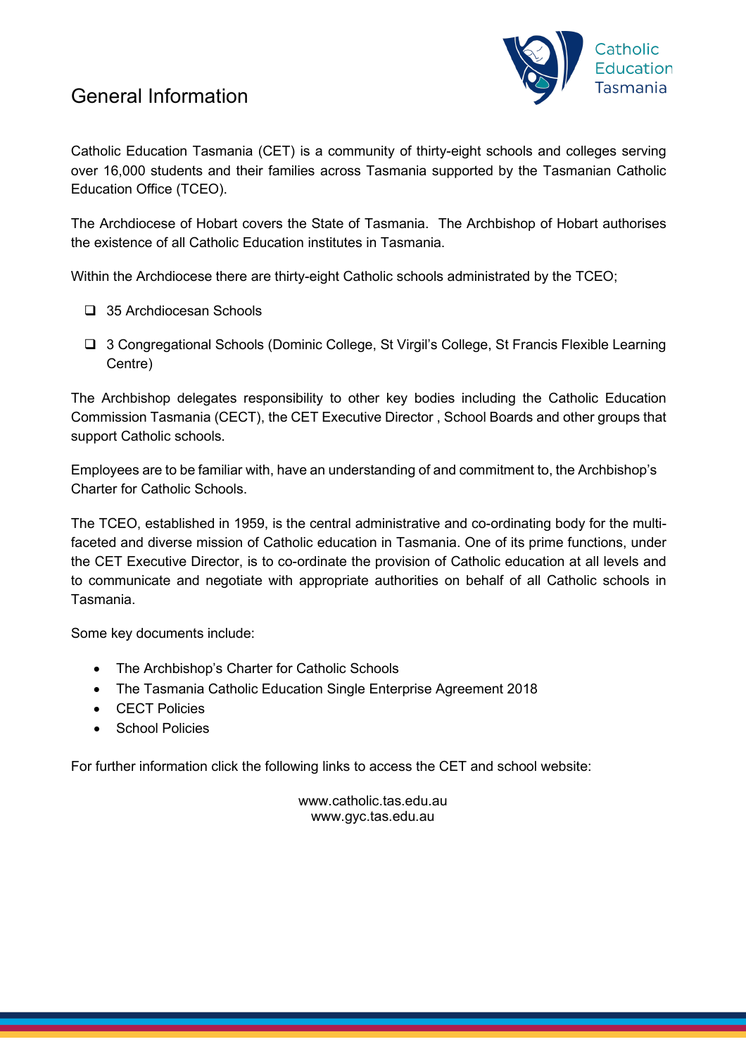# General Information

Catholic Education Tasmania (CET) is a community of thirty-eight schools and colleges serving over 16,000 students and their families across Tasmania supported by the Tasmanian Catholic Education Office (TCEO).

The Archdiocese of Hobart covers the State of Tasmania. The Archbishop of Hobart authorises the existence of all Catholic Education institutes in Tasmania.

Within the Archdiocese there are thirty-eight Catholic schools administrated by the TCEO;

- 35 Archdiocesan Schools
- 3 Congregational Schools (Dominic College, St Virgil's College, St Francis Flexible Learning Centre)

The Archbishop delegates responsibility to other key bodies including the Catholic Education Commission Tasmania (CECT), the CET Executive Director , School Boards and other groups that support Catholic schools.

Employees are to be familiar with, have an understanding of and commitment to, the Archbishop's Charter for Catholic Schools.

The TCEO, established in 1959, is the central administrative and co-ordinating body for the multi-faceted and diverse mission of Catholic education in Tasmania. One of its prime functions, under the CET Executive Director, is to co-ordinate the provision of Catholic education at all levels and to communicate and negotiate with appropriate authorities on behalf of all Catholic schools in Tasmania.

Some key documents include:

- The Archbishop's Charter for Catholic Schools
- The Tasmania Catholic Education Single Enterprise Agreement 2018
- CECT Policies
- School Policies

For further information click the following links to access the CET and school website:

www.catholic.tas.edu.au
www.gyc.tas.edu.au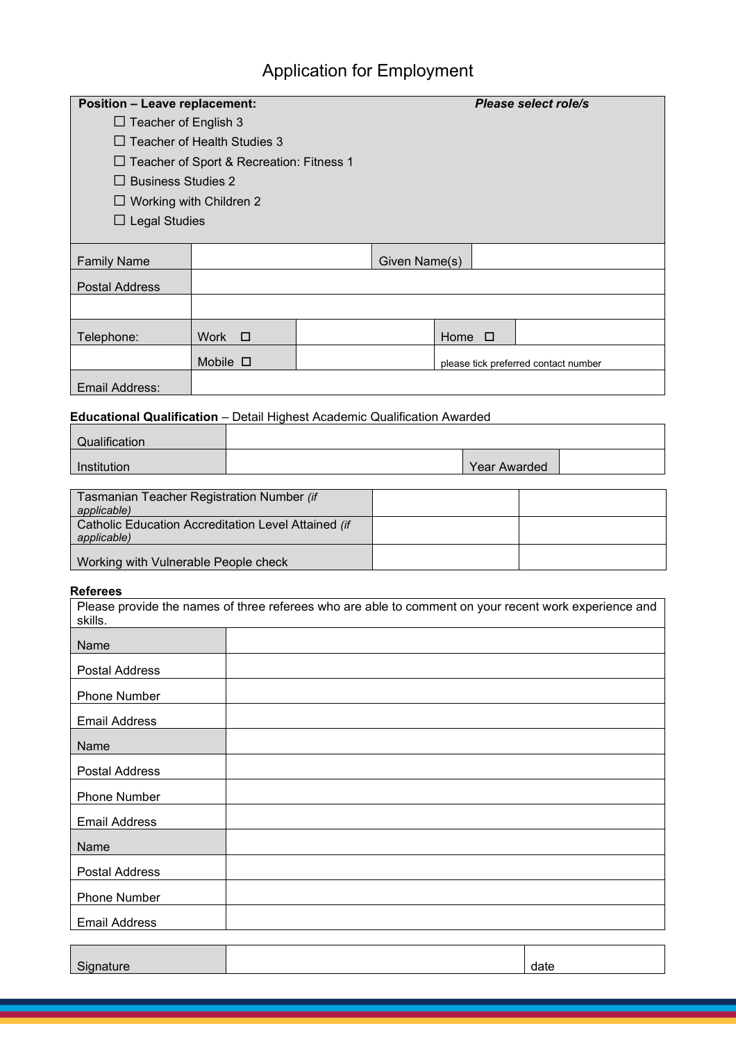# Application for Employment

**Position – Leave replacement:** ***Please select role/s***

- ☐ Teacher of English 3
- ☐ Teacher of Health Studies 3
- ☐ Teacher of Sport & Recreation: Fitness 1
- ☐ Business Studies 2
- ☐ Working with Children 2
- ☐ Legal Studies

| Family Name | | Given Name(s) | |
|---|---|---|---|
| Postal Address | | | |
| | | | |
| Telephone: | Work ☐ | | Home ☐ | |
| | Mobile ☐ | | please tick preferred contact number |
| Email Address: | | | |

**Educational Qualification** – Detail Highest Academic Qualification Awarded

| Qualification | | | |
|---|---|---|---|
| Institution | | Year Awarded | |

| Tasmanian Teacher Registration Number *(if applicable)* | | |
|---|---|---|
| Catholic Education Accreditation Level Attained *(if applicable)* | | |
| Working with Vulnerable People check | | |

**Referees**

Please provide the names of three referees who are able to comment on your recent work experience and skills.

| Name | |
|---|---|
| Postal Address | |
| Phone Number | |
| Email Address | |
| Name | |
| Postal Address | |
| Phone Number | |
| Email Address | |
| Name | |
| Postal Address | |
| Phone Number | |
| Email Address | |

| Signature | | date |
|---|---|---|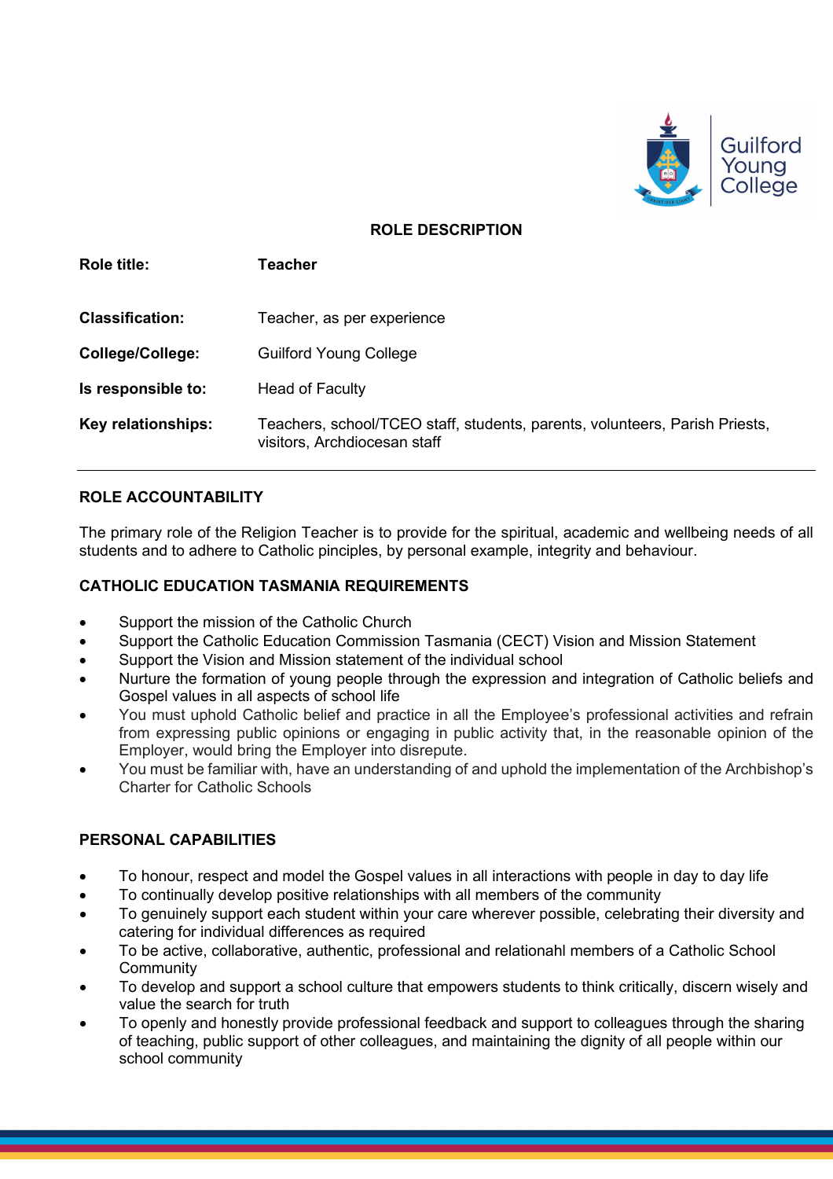Guilford Young College

## ROLE DESCRIPTION

| | |
|---|---|
| **Role title:** | **Teacher** |
| **Classification:** | Teacher, as per experience |
| **College/College:** | Guilford Young College |
| **Is responsible to:** | Head of Faculty |
| **Key relationships:** | Teachers, school/TCEO staff, students, parents, volunteers, Parish Priests, visitors, Archdiocesan staff |

---

### ROLE ACCOUNTABILITY

The primary role of the Religion Teacher is to provide for the spiritual, academic and wellbeing needs of all students and to adhere to Catholic pinciples, by personal example, integrity and behaviour.

### CATHOLIC EDUCATION TASMANIA REQUIREMENTS

- Support the mission of the Catholic Church
- Support the Catholic Education Commission Tasmania (CECT) Vision and Mission Statement
- Support the Vision and Mission statement of the individual school
- Nurture the formation of young people through the expression and integration of Catholic beliefs and Gospel values in all aspects of school life
- You must uphold Catholic belief and practice in all the Employee's professional activities and refrain from expressing public opinions or engaging in public activity that, in the reasonable opinion of the Employer, would bring the Employer into disrepute.
- You must be familiar with, have an understanding of and uphold the implementation of the Archbishop's Charter for Catholic Schools

### PERSONAL CAPABILITIES

- To honour, respect and model the Gospel values in all interactions with people in day to day life
- To continually develop positive relationships with all members of the community
- To genuinely support each student within your care wherever possible, celebrating their diversity and catering for individual differences as required
- To be active, collaborative, authentic, professional and relationahl members of a Catholic School Community
- To develop and support a school culture that empowers students to think critically, discern wisely and value the search for truth
- To openly and honestly provide professional feedback and support to colleagues through the sharing of teaching, public support of other colleagues, and maintaining the dignity of all people within our school community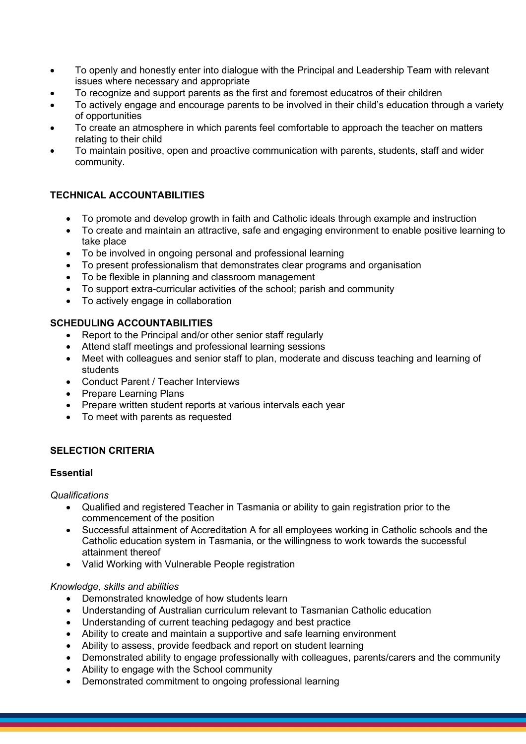- To openly and honestly enter into dialogue with the Principal and Leadership Team with relevant issues where necessary and appropriate
- To recognize and support parents as the first and foremost educatros of their children
- To actively engage and encourage parents to be involved in their child's education through a variety of opportunities
- To create an atmosphere in which parents feel comfortable to approach the teacher on matters relating to their child
- To maintain positive, open and proactive communication with parents, students, staff and wider community.

**TECHNICAL ACCOUNTABILITIES**

- To promote and develop growth in faith and Catholic ideals through example and instruction
- To create and maintain an attractive, safe and engaging environment to enable positive learning to take place
- To be involved in ongoing personal and professional learning
- To present professionalism that demonstrates clear programs and organisation
- To be flexible in planning and classroom management
- To support extra-curricular activities of the school; parish and community
- To actively engage in collaboration

**SCHEDULING ACCOUNTABILITIES**

- Report to the Principal and/or other senior staff regularly
- Attend staff meetings and professional learning sessions
- Meet with colleagues and senior staff to plan, moderate and discuss teaching and learning of students
- Conduct Parent / Teacher Interviews
- Prepare Learning Plans
- Prepare written student reports at various intervals each year
- To meet with parents as requested

**SELECTION CRITERIA**

**Essential**

*Qualifications*

- Qualified and registered Teacher in Tasmania or ability to gain registration prior to the commencement of the position
- Successful attainment of Accreditation A for all employees working in Catholic schools and the Catholic education system in Tasmania, or the willingness to work towards the successful attainment thereof
- Valid Working with Vulnerable People registration

*Knowledge, skills and abilities*

- Demonstrated knowledge of how students learn
- Understanding of Australian curriculum relevant to Tasmanian Catholic education
- Understanding of current teaching pedagogy and best practice
- Ability to create and maintain a supportive and safe learning environment
- Ability to assess, provide feedback and report on student learning
- Demonstrated ability to engage professionally with colleagues, parents/carers and the community
- Ability to engage with the School community
- Demonstrated commitment to ongoing professional learning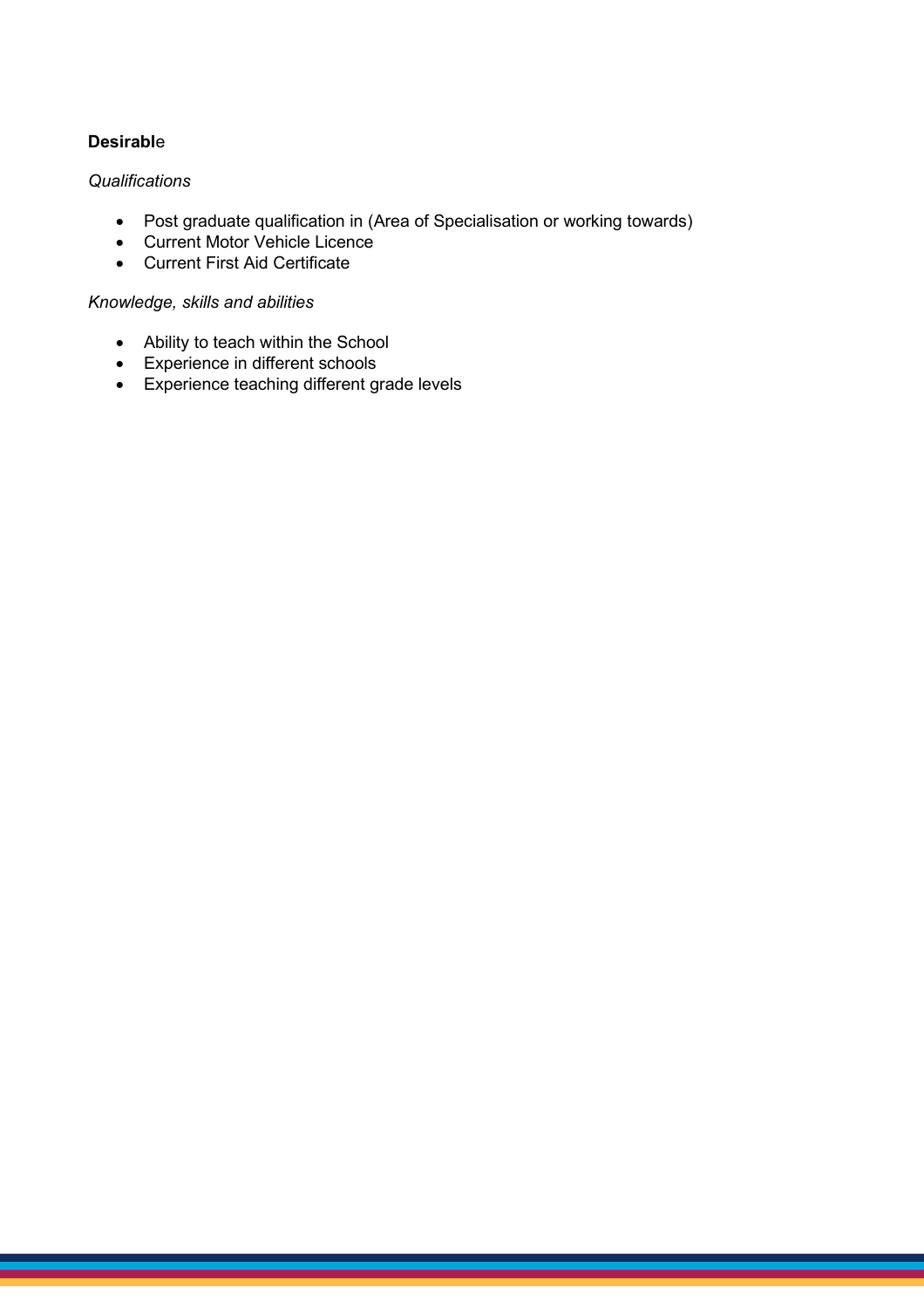**Desirable**

*Qualifications*

- Post graduate qualification in (Area of Specialisation or working towards)
- Current Motor Vehicle Licence
- Current First Aid Certificate

*Knowledge, skills and abilities*

- Ability to teach within the School
- Experience in different schools
- Experience teaching different grade levels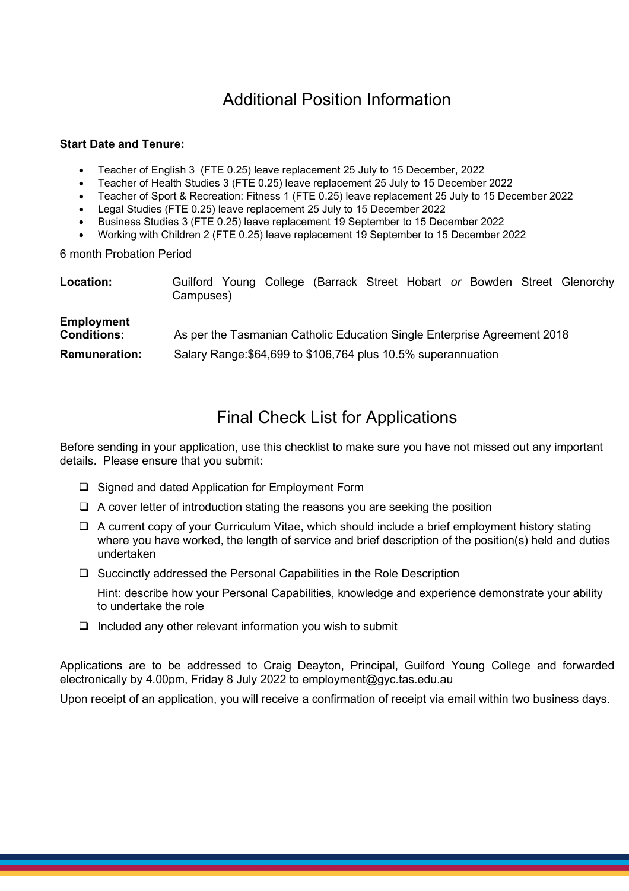## Additional Position Information

**Start Date and Tenure:**

- Teacher of English 3 (FTE 0.25) leave replacement 25 July to 15 December, 2022
- Teacher of Health Studies 3 (FTE 0.25) leave replacement 25 July to 15 December 2022
- Teacher of Sport & Recreation: Fitness 1 (FTE 0.25) leave replacement 25 July to 15 December 2022
- Legal Studies (FTE 0.25) leave replacement 25 July to 15 December 2022
- Business Studies 3 (FTE 0.25) leave replacement 19 September to 15 December 2022
- Working with Children 2 (FTE 0.25) leave replacement 19 September to 15 December 2022

6 month Probation Period

**Location:** Guilford Young College (Barrack Street Hobart *or* Bowden Street Glenorchy Campuses)

**Employment Conditions:** As per the Tasmanian Catholic Education Single Enterprise Agreement 2018

**Remuneration:** Salary Range:$64,699 to $106,764 plus 10.5% superannuation

## Final Check List for Applications

Before sending in your application, use this checklist to make sure you have not missed out any important details. Please ensure that you submit:

- ☐ Signed and dated Application for Employment Form
- ☐ A cover letter of introduction stating the reasons you are seeking the position
- ☐ A current copy of your Curriculum Vitae, which should include a brief employment history stating where you have worked, the length of service and brief description of the position(s) held and duties undertaken
- ☐ Succinctly addressed the Personal Capabilities in the Role Description

  Hint: describe how your Personal Capabilities, knowledge and experience demonstrate your ability to undertake the role
- ☐ Included any other relevant information you wish to submit

Applications are to be addressed to Craig Deayton, Principal, Guilford Young College and forwarded electronically by 4.00pm, Friday 8 July 2022 to employment@gyc.tas.edu.au

Upon receipt of an application, you will receive a confirmation of receipt via email within two business days.